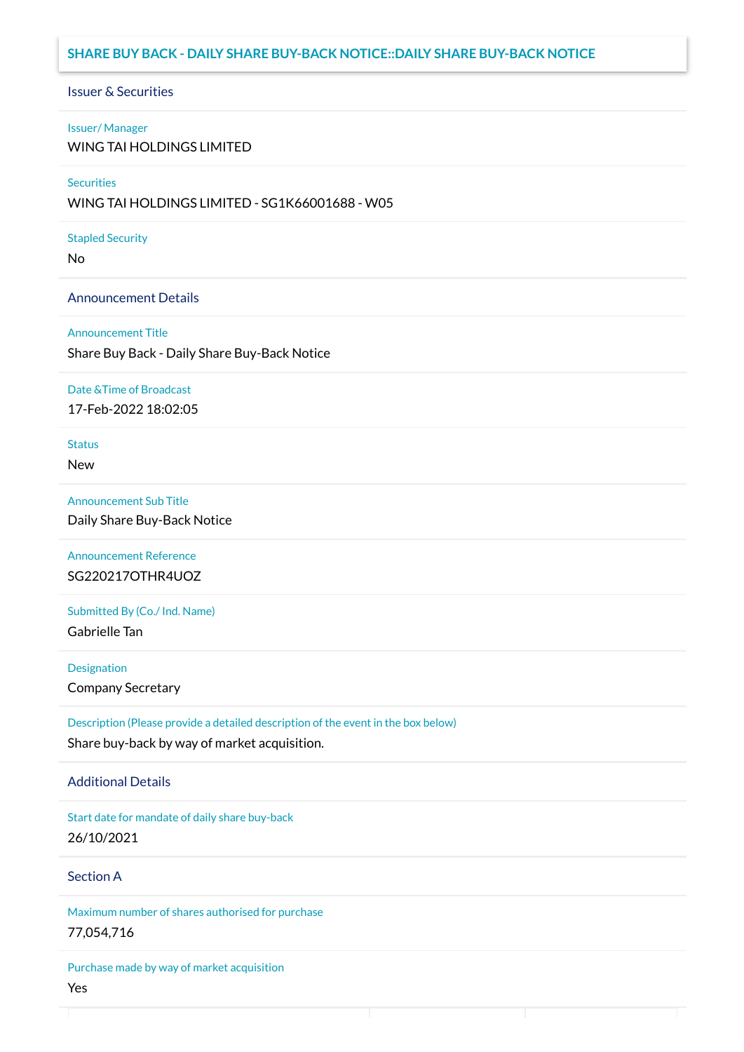## SHARE BUY BACK - DAILY SHARE BUY-BACK NOTICE::DAILY SHARE BUY-BACK NOTICE

### Issuer & Securities

**Issuer/ Manager**

WING TAI HOLDINGS LIMITED

**Securities**

WING TAI HOLDINGS LIMITED - SG1K66001688 - W05

**Stapled Security**

No

### Announcement Details

**Announcement Title**

Share Buy Back - Daily Share Buy-Back Notice

**Date &Time of Broadcast**

17-Feb-2022 18:02:05

**Status**

New

**Announcement Sub Title**

Daily Share Buy-Back Notice

**Announcement Reference**

SG220217OTHR4UOZ

**Submitted By (Co./ Ind. Name)**

Gabrielle Tan

**Designation**

Company Secretary

**Description (Please provide a detailed description of the event in the box below)**

Share buy-back by way of market acquisition.

### Additional Details

**Start date for mandate of daily share buy-back**

26/10/2021

### Section A

**Maximum number of shares authorised for purchase**

77,054,716

**Purchase made by way of market acquisition**

Yes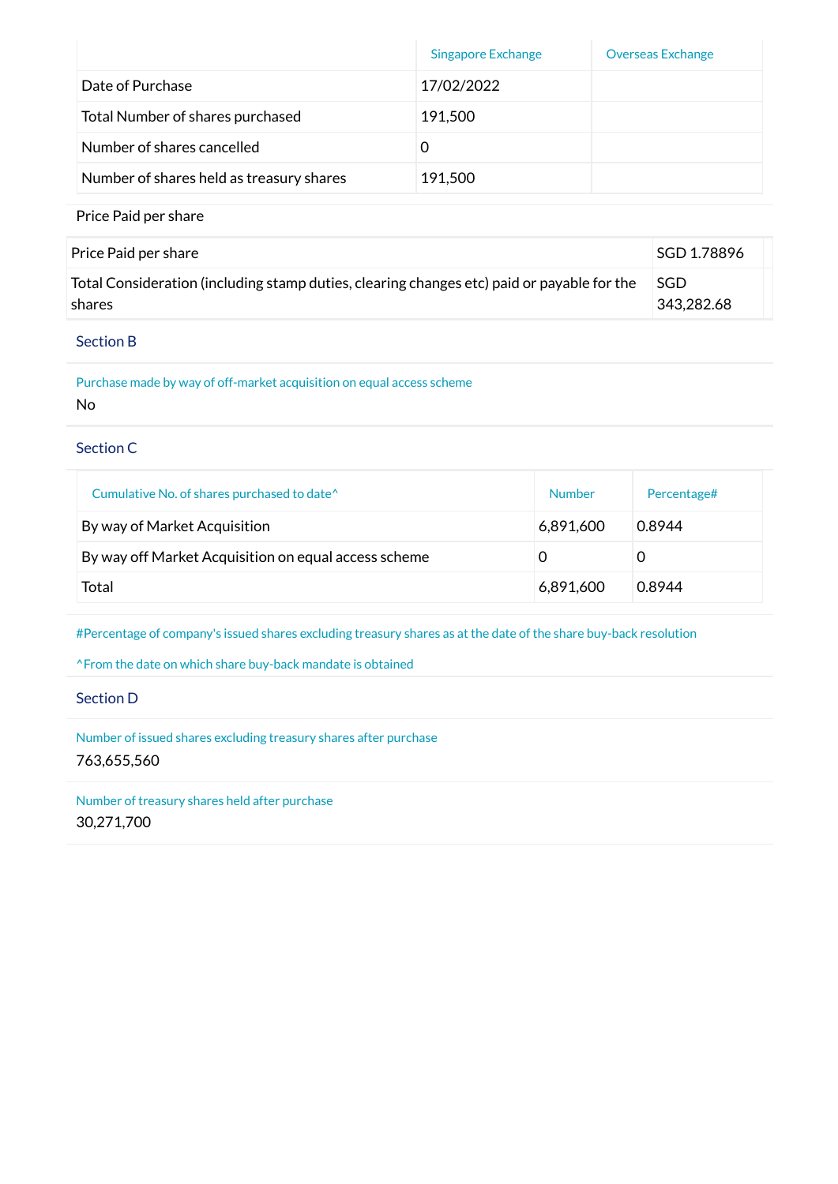| | Singapore Exchange | Overseas Exchange |
|---|---|---|
| Date of Purchase | 17/02/2022 | |
| Total Number of shares purchased | 191,500 | |
| Number of shares cancelled | 0 | |
| Number of shares held as treasury shares | 191,500 | |

Price Paid per share

| | |
|---|---|
| Price Paid per share | SGD 1.78896 |
| Total Consideration (including stamp duties, clearing changes etc) paid or payable for the shares | SGD 343,282.68 |

## Section B

Purchase made by way of off-market acquisition on equal access scheme

No

## Section C

| Cumulative No. of shares purchased to date^ | Number | Percentage# |
|---|---|---|
| By way of Market Acquisition | 6,891,600 | 0.8944 |
| By way off Market Acquisition on equal access scheme | 0 | 0 |
| Total | 6,891,600 | 0.8944 |

#Percentage of company's issued shares excluding treasury shares as at the date of the share buy-back resolution

^From the date on which share buy-back mandate is obtained

## Section D

Number of issued shares excluding treasury shares after purchase

763,655,560

Number of treasury shares held after purchase

30,271,700